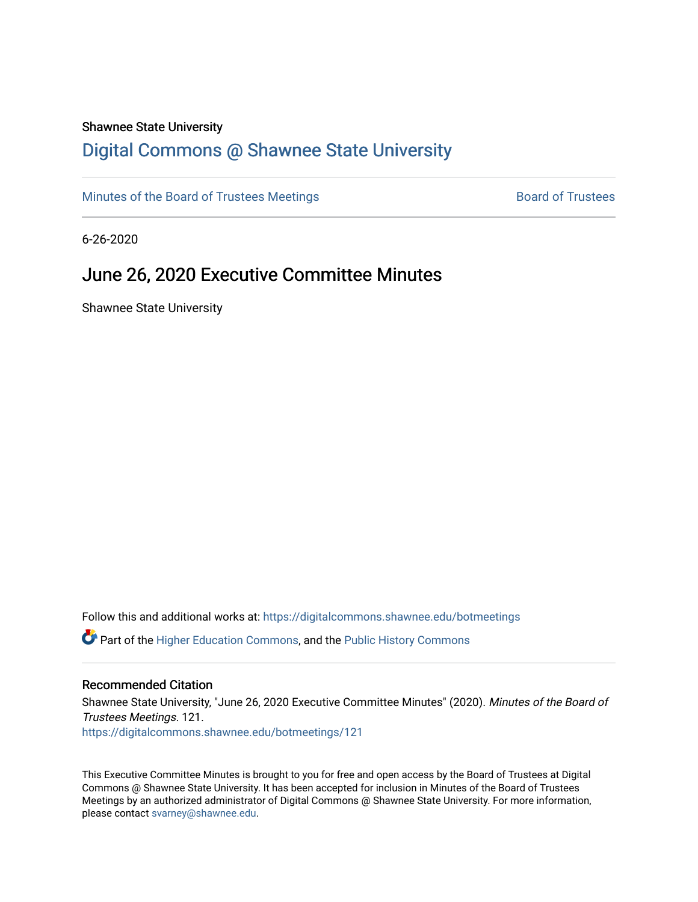Shawnee State University

# Digital Commons @ Shawnee State University

Minutes of the Board of Trustees Meetings | Board of Trustees

6-26-2020

## June 26, 2020 Executive Committee Minutes

Shawnee State University

Follow this and additional works at: https://digitalcommons.shawnee.edu/botmeetings

Part of the Higher Education Commons, and the Public History Commons

### Recommended Citation

Shawnee State University, "June 26, 2020 Executive Committee Minutes" (2020). *Minutes of the Board of Trustees Meetings*. 121.
https://digitalcommons.shawnee.edu/botmeetings/121

This Executive Committee Minutes is brought to you for free and open access by the Board of Trustees at Digital Commons @ Shawnee State University. It has been accepted for inclusion in Minutes of the Board of Trustees Meetings by an authorized administrator of Digital Commons @ Shawnee State University. For more information, please contact svarney@shawnee.edu.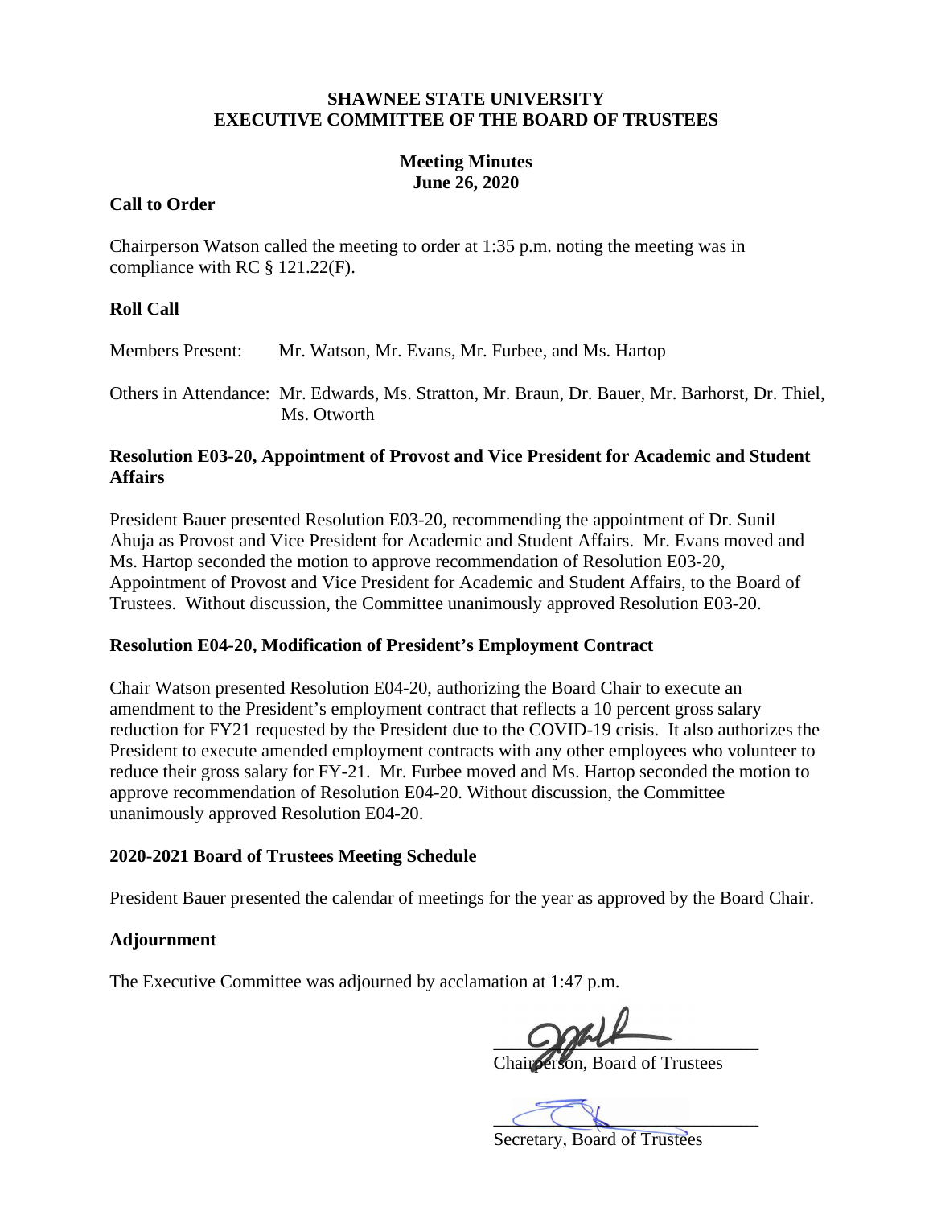**SHAWNEE STATE UNIVERSITY**
**EXECUTIVE COMMITTEE OF THE BOARD OF TRUSTEES**

**Meeting Minutes**
**June 26, 2020**

## Call to Order

Chairperson Watson called the meeting to order at 1:35 p.m. noting the meeting was in compliance with RC § 121.22(F).

## Roll Call

Members Present: Mr. Watson, Mr. Evans, Mr. Furbee, and Ms. Hartop

Others in Attendance: Mr. Edwards, Ms. Stratton, Mr. Braun, Dr. Bauer, Mr. Barhorst, Dr. Thiel, Ms. Otworth

## Resolution E03-20, Appointment of Provost and Vice President for Academic and Student Affairs

President Bauer presented Resolution E03-20, recommending the appointment of Dr. Sunil Ahuja as Provost and Vice President for Academic and Student Affairs. Mr. Evans moved and Ms. Hartop seconded the motion to approve recommendation of Resolution E03-20, Appointment of Provost and Vice President for Academic and Student Affairs, to the Board of Trustees. Without discussion, the Committee unanimously approved Resolution E03-20.

## Resolution E04-20, Modification of President's Employment Contract

Chair Watson presented Resolution E04-20, authorizing the Board Chair to execute an amendment to the President's employment contract that reflects a 10 percent gross salary reduction for FY21 requested by the President due to the COVID-19 crisis. It also authorizes the President to execute amended employment contracts with any other employees who volunteer to reduce their gross salary for FY-21. Mr. Furbee moved and Ms. Hartop seconded the motion to approve recommendation of Resolution E04-20. Without discussion, the Committee unanimously approved Resolution E04-20.

## 2020-2021 Board of Trustees Meeting Schedule

President Bauer presented the calendar of meetings for the year as approved by the Board Chair.

## Adjournment

The Executive Committee was adjourned by acclamation at 1:47 p.m.

_____________________________
Chairperson, Board of Trustees

_____________________________
Secretary, Board of Trustees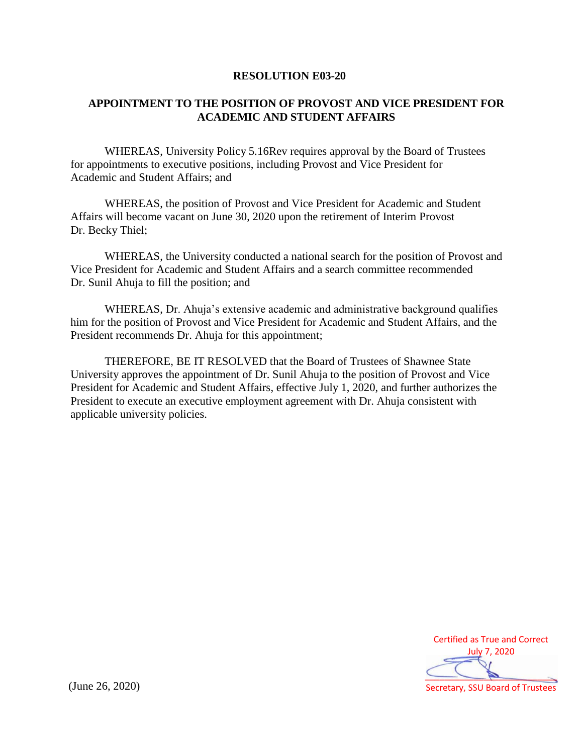# RESOLUTION E03-20

## APPOINTMENT TO THE POSITION OF PROVOST AND VICE PRESIDENT FOR ACADEMIC AND STUDENT AFFAIRS

WHEREAS, University Policy 5.16Rev requires approval by the Board of Trustees for appointments to executive positions, including Provost and Vice President for Academic and Student Affairs; and

WHEREAS, the position of Provost and Vice President for Academic and Student Affairs will become vacant on June 30, 2020 upon the retirement of Interim Provost Dr. Becky Thiel;

WHEREAS, the University conducted a national search for the position of Provost and Vice President for Academic and Student Affairs and a search committee recommended Dr. Sunil Ahuja to fill the position; and

WHEREAS, Dr. Ahuja's extensive academic and administrative background qualifies him for the position of Provost and Vice President for Academic and Student Affairs, and the President recommends Dr. Ahuja for this appointment;

THEREFORE, BE IT RESOLVED that the Board of Trustees of Shawnee State University approves the appointment of Dr. Sunil Ahuja to the position of Provost and Vice President for Academic and Student Affairs, effective July 1, 2020, and further authorizes the President to execute an executive employment agreement with Dr. Ahuja consistent with applicable university policies.

(June 26, 2020)

Certified as True and Correct
July 7, 2020

Secretary, SSU Board of Trustees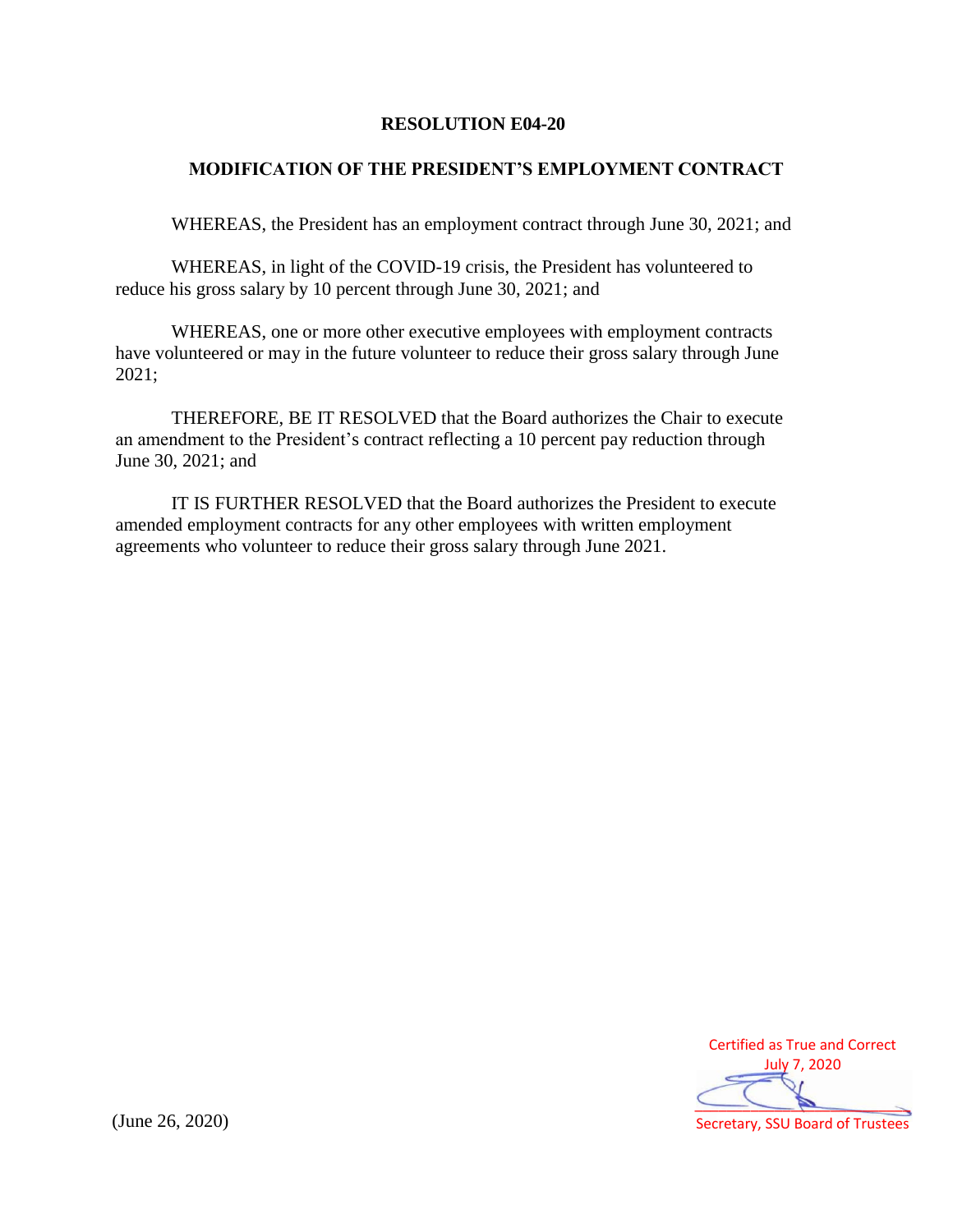# RESOLUTION E04-20

## MODIFICATION OF THE PRESIDENT'S EMPLOYMENT CONTRACT

WHEREAS, the President has an employment contract through June 30, 2021; and

WHEREAS, in light of the COVID-19 crisis, the President has volunteered to reduce his gross salary by 10 percent through June 30, 2021; and

WHEREAS, one or more other executive employees with employment contracts have volunteered or may in the future volunteer to reduce their gross salary through June 2021;

THEREFORE, BE IT RESOLVED that the Board authorizes the Chair to execute an amendment to the President's contract reflecting a 10 percent pay reduction through June 30, 2021; and

IT IS FURTHER RESOLVED that the Board authorizes the President to execute amended employment contracts for any other employees with written employment agreements who volunteer to reduce their gross salary through June 2021.

Certified as True and Correct
July 7, 2020

Secretary, SSU Board of Trustees

(June 26, 2020)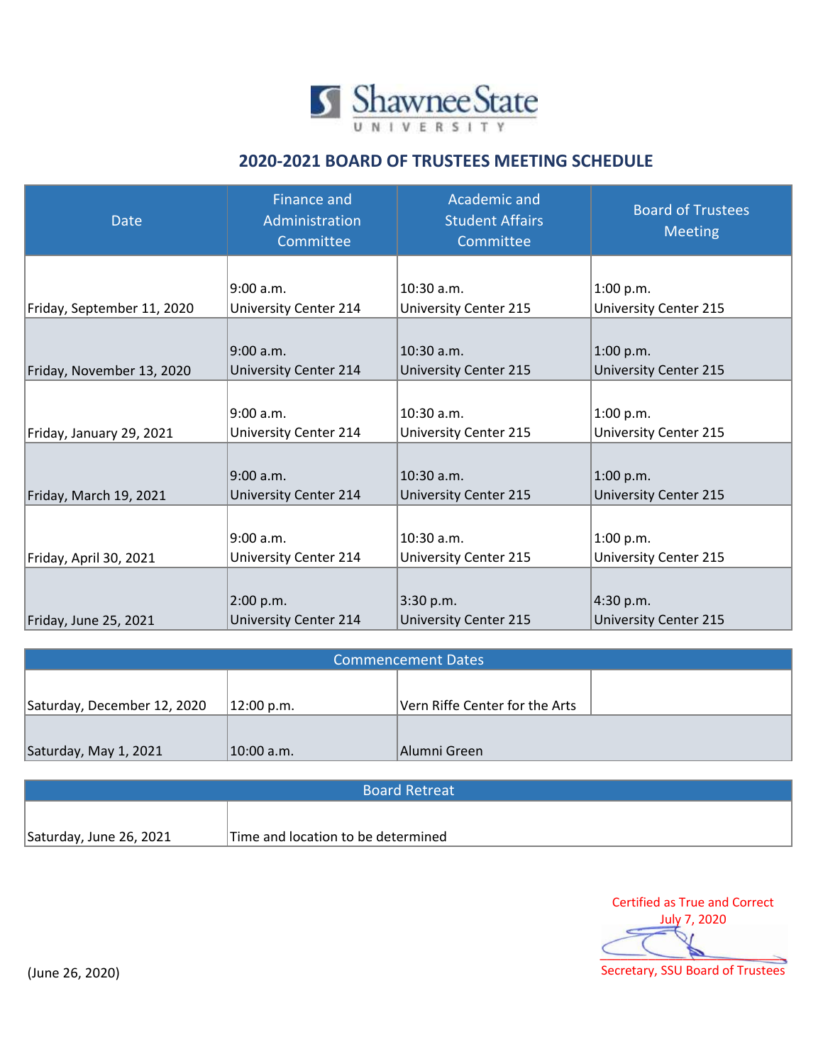Shawnee State University

## 2020-2021 BOARD OF TRUSTEES MEETING SCHEDULE

| Date | Finance and Administration Committee | Academic and Student Affairs Committee | Board of Trustees Meeting |
|---|---|---|---|
| Friday, September 11, 2020 | 9:00 a.m. University Center 214 | 10:30 a.m. University Center 215 | 1:00 p.m. University Center 215 |
| Friday, November 13, 2020 | 9:00 a.m. University Center 214 | 10:30 a.m. University Center 215 | 1:00 p.m. University Center 215 |
| Friday, January 29, 2021 | 9:00 a.m. University Center 214 | 10:30 a.m. University Center 215 | 1:00 p.m. University Center 215 |
| Friday, March 19, 2021 | 9:00 a.m. University Center 214 | 10:30 a.m. University Center 215 | 1:00 p.m. University Center 215 |
| Friday, April 30, 2021 | 9:00 a.m. University Center 214 | 10:30 a.m. University Center 215 | 1:00 p.m. University Center 215 |
| Friday, June 25, 2021 | 2:00 p.m. University Center 214 | 3:30 p.m. University Center 215 | 4:30 p.m. University Center 215 |

| Commencement Dates | | |
|---|---|---|
| Saturday, December 12, 2020 | 12:00 p.m. | Vern Riffe Center for the Arts |
| Saturday, May 1, 2021 | 10:00 a.m. | Alumni Green |

| Board Retreat | |
|---|---|
| Saturday, June 26, 2021 | Time and location to be determined |

Certified as True and Correct
July 7, 2020

Secretary, SSU Board of Trustees

(June 26, 2020)